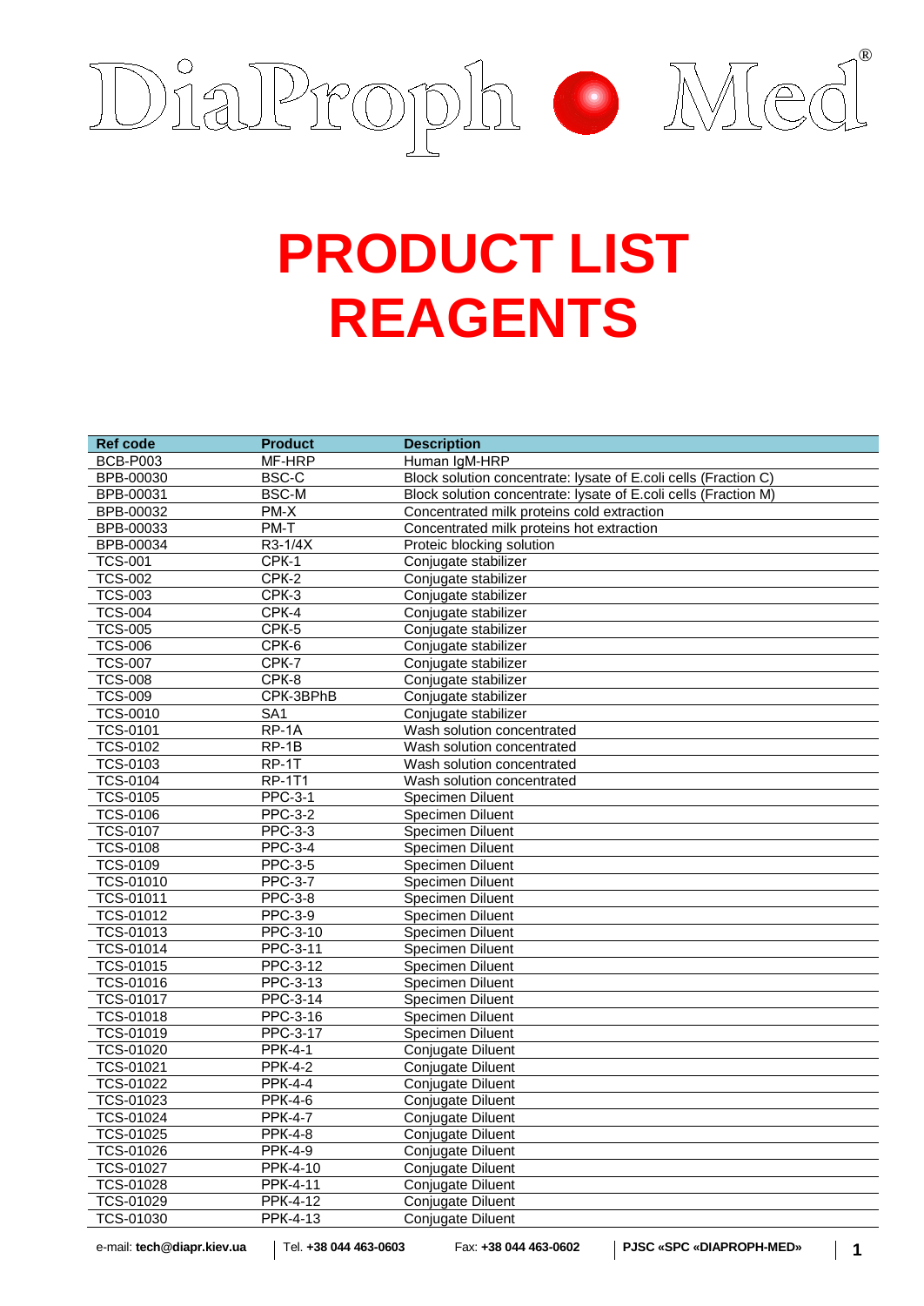DiaProph Med®

# PRODUCT LIST
# REAGENTS

| Ref code | Product | Description |
|---|---|---|
| BCB-P003 | MF-HRP | Human IgM-HRP |
| BPB-00030 | BSC-C | Block solution concentrate: lysate of E.coli cells (Fraction C) |
| BPB-00031 | BSC-M | Block solution concentrate: lysate of E.coli cells (Fraction M) |
| BPB-00032 | PM-X | Concentrated milk proteins cold extraction |
| BPB-00033 | PM-T | Concentrated milk proteins hot extraction |
| BPB-00034 | R3-1/4X | Proteic blocking solution |
| TCS-001 | CPK-1 | Conjugate stabilizer |
| TCS-002 | CPK-2 | Conjugate stabilizer |
| TCS-003 | CPK-3 | Conjugate stabilizer |
| TCS-004 | CPK-4 | Conjugate stabilizer |
| TCS-005 | CPK-5 | Conjugate stabilizer |
| TCS-006 | CPK-6 | Conjugate stabilizer |
| TCS-007 | CPK-7 | Conjugate stabilizer |
| TCS-008 | CPK-8 | Conjugate stabilizer |
| TCS-009 | CPK-3BPhB | Conjugate stabilizer |
| TCS-0010 | SA1 | Conjugate stabilizer |
| TCS-0101 | RP-1A | Wash solution concentrated |
| TCS-0102 | RP-1B | Wash solution concentrated |
| TCS-0103 | RP-1T | Wash solution concentrated |
| TCS-0104 | RP-1T1 | Wash solution concentrated |
| TCS-0105 | PPC-3-1 | Specimen Diluent |
| TCS-0106 | PPC-3-2 | Specimen Diluent |
| TCS-0107 | PPC-3-3 | Specimen Diluent |
| TCS-0108 | PPC-3-4 | Specimen Diluent |
| TCS-0109 | PPC-3-5 | Specimen Diluent |
| TCS-01010 | PPC-3-7 | Specimen Diluent |
| TCS-01011 | PPC-3-8 | Specimen Diluent |
| TCS-01012 | PPC-3-9 | Specimen Diluent |
| TCS-01013 | PPC-3-10 | Specimen Diluent |
| TCS-01014 | PPC-3-11 | Specimen Diluent |
| TCS-01015 | PPC-3-12 | Specimen Diluent |
| TCS-01016 | PPC-3-13 | Specimen Diluent |
| TCS-01017 | PPC-3-14 | Specimen Diluent |
| TCS-01018 | PPC-3-16 | Specimen Diluent |
| TCS-01019 | PPC-3-17 | Specimen Diluent |
| TCS-01020 | PPK-4-1 | Conjugate Diluent |
| TCS-01021 | PPK-4-2 | Conjugate Diluent |
| TCS-01022 | PPK-4-4 | Conjugate Diluent |
| TCS-01023 | PPK-4-6 | Conjugate Diluent |
| TCS-01024 | PPK-4-7 | Conjugate Diluent |
| TCS-01025 | PPK-4-8 | Conjugate Diluent |
| TCS-01026 | PPK-4-9 | Conjugate Diluent |
| TCS-01027 | PPK-4-10 | Conjugate Diluent |
| TCS-01028 | PPK-4-11 | Conjugate Diluent |
| TCS-01029 | PPK-4-12 | Conjugate Diluent |
| TCS-01030 | PPK-4-13 | Conjugate Diluent |

e-mail: **tech@diapr.kiev.ua** | Tel. **+38 044 463-0603** Fax: **+38 044 463-0602** | **PJSC «SPC «DIAPROPH-MED»**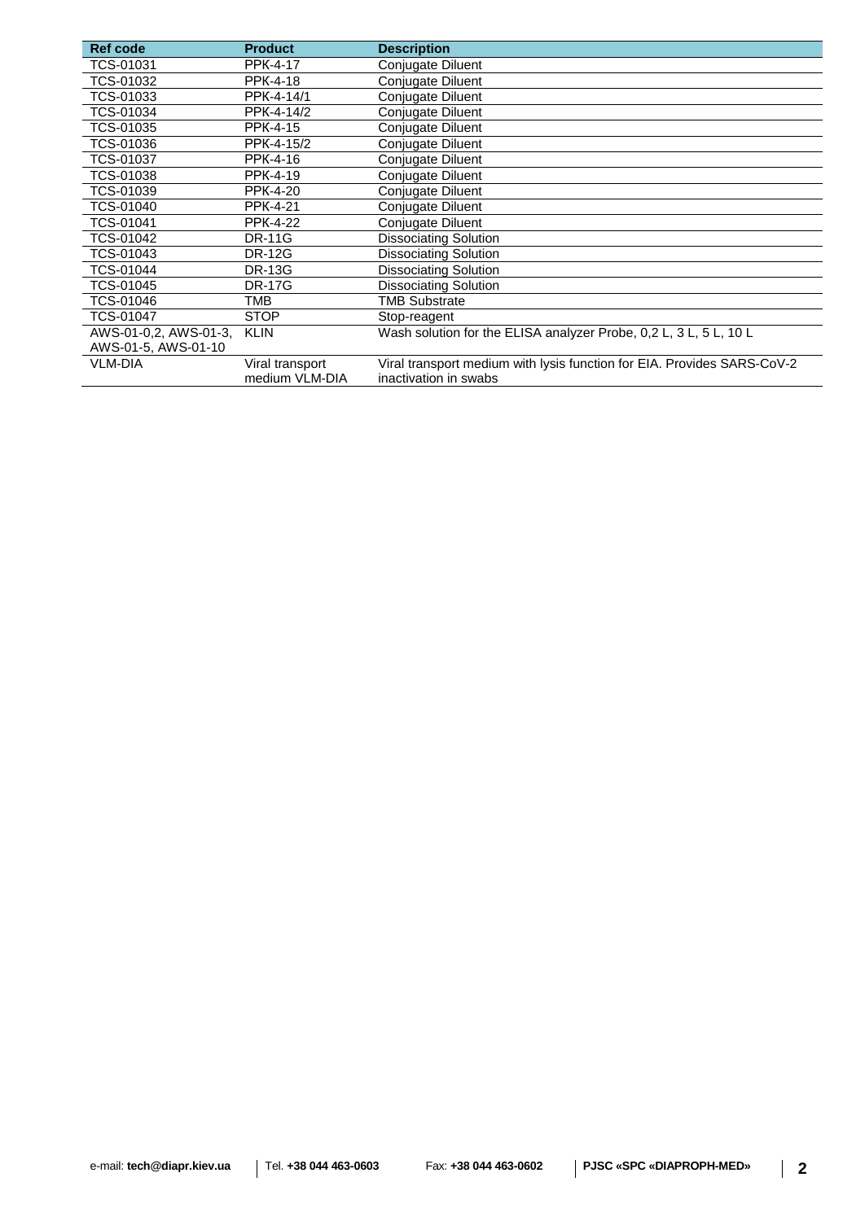| Ref code | Product | Description |
|---|---|---|
| TCS-01031 | PPK-4-17 | Conjugate Diluent |
| TCS-01032 | PPK-4-18 | Conjugate Diluent |
| TCS-01033 | PPK-4-14/1 | Conjugate Diluent |
| TCS-01034 | PPK-4-14/2 | Conjugate Diluent |
| TCS-01035 | PPK-4-15 | Conjugate Diluent |
| TCS-01036 | PPK-4-15/2 | Conjugate Diluent |
| TCS-01037 | PPK-4-16 | Conjugate Diluent |
| TCS-01038 | PPK-4-19 | Conjugate Diluent |
| TCS-01039 | PPK-4-20 | Conjugate Diluent |
| TCS-01040 | PPK-4-21 | Conjugate Diluent |
| TCS-01041 | PPK-4-22 | Conjugate Diluent |
| TCS-01042 | DR-11G | Dissociating Solution |
| TCS-01043 | DR-12G | Dissociating Solution |
| TCS-01044 | DR-13G | Dissociating Solution |
| TCS-01045 | DR-17G | Dissociating Solution |
| TCS-01046 | TMB | TMB Substrate |
| TCS-01047 | STOP | Stop-reagent |
| AWS-01-0,2, AWS-01-3, AWS-01-5, AWS-01-10 | KLIN | Wash solution for the ELISA analyzer Probe, 0,2 L, 3 L, 5 L, 10 L |
| VLM-DIA | Viral transport medium VLM-DIA | Viral transport medium with lysis function for EIA. Provides SARS-CoV-2 inactivation in swabs |